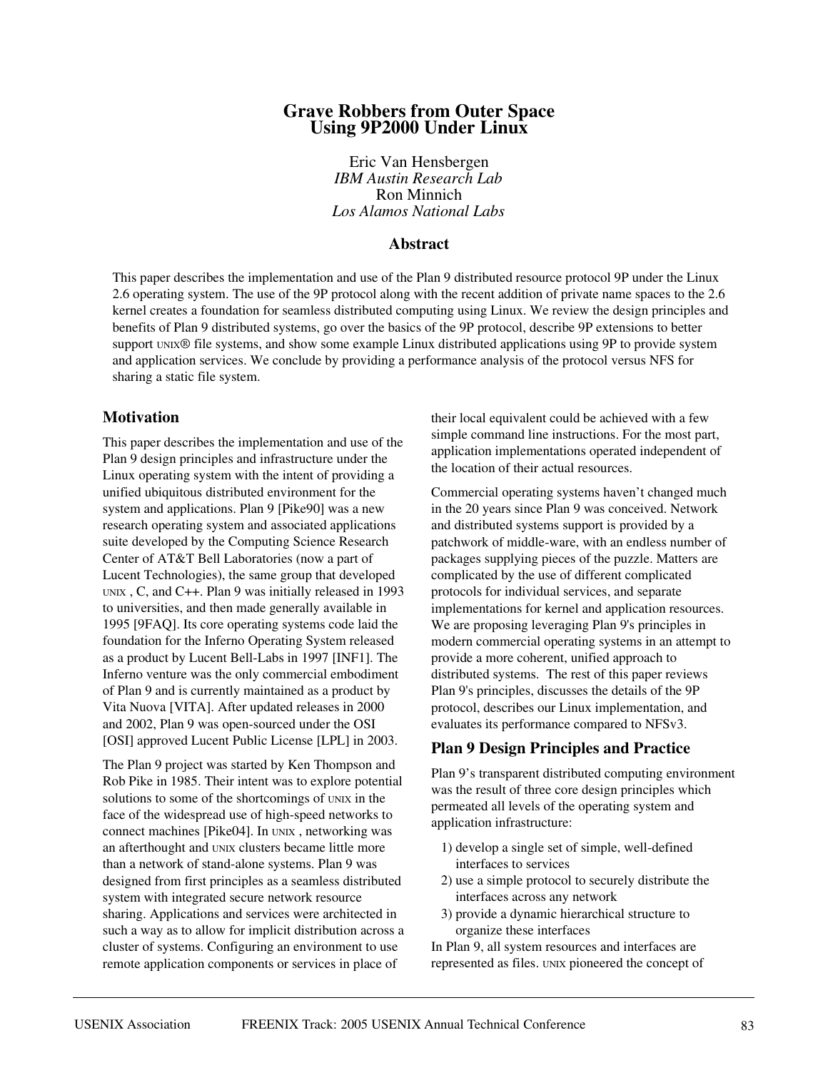# Grave Robbers from Outer Space
# Using 9P2000 Under Linux

Eric Van Hensbergen
*IBM Austin Research Lab*
Ron Minnich
*Los Alamos National Labs*

## Abstract

This paper describes the implementation and use of the Plan 9 distributed resource protocol 9P under the Linux 2.6 operating system. The use of the 9P protocol along with the recent addition of private name spaces to the 2.6 kernel creates a foundation for seamless distributed computing using Linux. We review the design principles and benefits of Plan 9 distributed systems, go over the basics of the 9P protocol, describe 9P extensions to better support UNIX® file systems, and show some example Linux distributed applications using 9P to provide system and application services. We conclude by providing a performance analysis of the protocol versus NFS for sharing a static file system.

## Motivation

This paper describes the implementation and use of the Plan 9 design principles and infrastructure under the Linux operating system with the intent of providing a unified ubiquitous distributed environment for the system and applications. Plan 9 [Pike90] was a new research operating system and associated applications suite developed by the Computing Science Research Center of AT&T Bell Laboratories (now a part of Lucent Technologies), the same group that developed UNIX , C, and C++. Plan 9 was initially released in 1993 to universities, and then made generally available in 1995 [9FAQ]. Its core operating systems code laid the foundation for the Inferno Operating System released as a product by Lucent Bell-Labs in 1997 [INF1]. The Inferno venture was the only commercial embodiment of Plan 9 and is currently maintained as a product by Vita Nuova [VITA]. After updated releases in 2000 and 2002, Plan 9 was open-sourced under the OSI [OSI] approved Lucent Public License [LPL] in 2003.

The Plan 9 project was started by Ken Thompson and Rob Pike in 1985. Their intent was to explore potential solutions to some of the shortcomings of UNIX in the face of the widespread use of high-speed networks to connect machines [Pike04]. In UNIX , networking was an afterthought and UNIX clusters became little more than a network of stand-alone systems. Plan 9 was designed from first principles as a seamless distributed system with integrated secure network resource sharing. Applications and services were architected in such a way as to allow for implicit distribution across a cluster of systems. Configuring an environment to use remote application components or services in place of their local equivalent could be achieved with a few simple command line instructions. For the most part, application implementations operated independent of the location of their actual resources.

Commercial operating systems haven't changed much in the 20 years since Plan 9 was conceived. Network and distributed systems support is provided by a patchwork of middle-ware, with an endless number of packages supplying pieces of the puzzle. Matters are complicated by the use of different complicated protocols for individual services, and separate implementations for kernel and application resources. We are proposing leveraging Plan 9's principles in modern commercial operating systems in an attempt to provide a more coherent, unified approach to distributed systems. The rest of this paper reviews Plan 9's principles, discusses the details of the 9P protocol, describes our Linux implementation, and evaluates its performance compared to NFSv3.

## Plan 9 Design Principles and Practice

Plan 9's transparent distributed computing environment was the result of three core design principles which permeated all levels of the operating system and application infrastructure:

1) develop a single set of simple, well-defined interfaces to services
2) use a simple protocol to securely distribute the interfaces across any network
3) provide a dynamic hierarchical structure to organize these interfaces

In Plan 9, all system resources and interfaces are represented as files. UNIX pioneered the concept of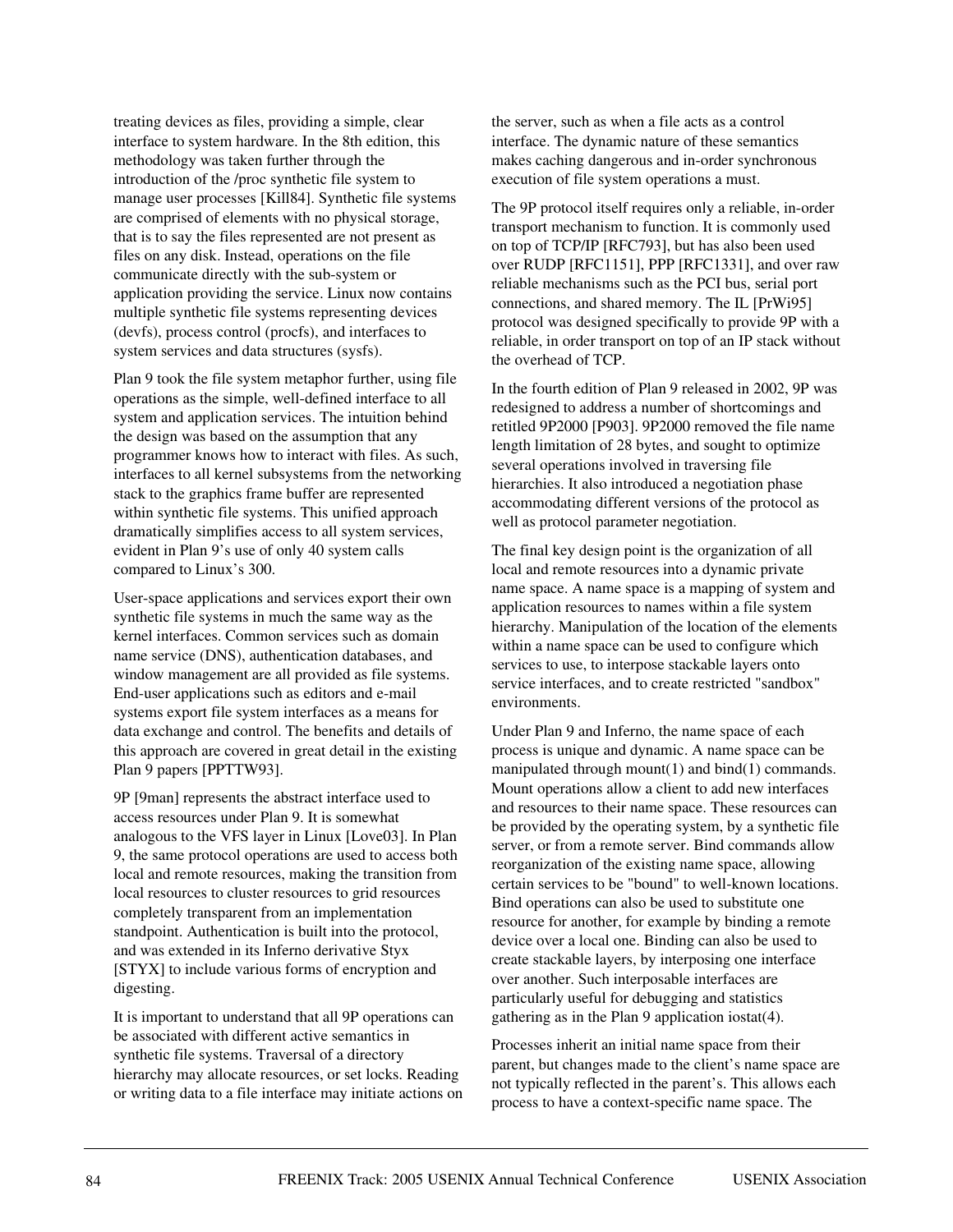treating devices as files, providing a simple, clear interface to system hardware. In the 8th edition, this methodology was taken further through the introduction of the /proc synthetic file system to manage user processes [Kill84]. Synthetic file systems are comprised of elements with no physical storage, that is to say the files represented are not present as files on any disk. Instead, operations on the file communicate directly with the sub-system or application providing the service. Linux now contains multiple synthetic file systems representing devices (devfs), process control (procfs), and interfaces to system services and data structures (sysfs).

Plan 9 took the file system metaphor further, using file operations as the simple, well-defined interface to all system and application services. The intuition behind the design was based on the assumption that any programmer knows how to interact with files. As such, interfaces to all kernel subsystems from the networking stack to the graphics frame buffer are represented within synthetic file systems. This unified approach dramatically simplifies access to all system services, evident in Plan 9's use of only 40 system calls compared to Linux's 300.

User-space applications and services export their own synthetic file systems in much the same way as the kernel interfaces. Common services such as domain name service (DNS), authentication databases, and window management are all provided as file systems. End-user applications such as editors and e-mail systems export file system interfaces as a means for data exchange and control. The benefits and details of this approach are covered in great detail in the existing Plan 9 papers [PPTTW93].

9P [9man] represents the abstract interface used to access resources under Plan 9. It is somewhat analogous to the VFS layer in Linux [Love03]. In Plan 9, the same protocol operations are used to access both local and remote resources, making the transition from local resources to cluster resources to grid resources completely transparent from an implementation standpoint. Authentication is built into the protocol, and was extended in its Inferno derivative Styx [STYX] to include various forms of encryption and digesting.

It is important to understand that all 9P operations can be associated with different active semantics in synthetic file systems. Traversal of a directory hierarchy may allocate resources, or set locks. Reading or writing data to a file interface may initiate actions on the server, such as when a file acts as a control interface. The dynamic nature of these semantics makes caching dangerous and in-order synchronous execution of file system operations a must.

The 9P protocol itself requires only a reliable, in-order transport mechanism to function. It is commonly used on top of TCP/IP [RFC793], but has also been used over RUDP [RFC1151], PPP [RFC1331], and over raw reliable mechanisms such as the PCI bus, serial port connections, and shared memory. The IL [PrWi95] protocol was designed specifically to provide 9P with a reliable, in order transport on top of an IP stack without the overhead of TCP.

In the fourth edition of Plan 9 released in 2002, 9P was redesigned to address a number of shortcomings and retitled 9P2000 [P903]. 9P2000 removed the file name length limitation of 28 bytes, and sought to optimize several operations involved in traversing file hierarchies. It also introduced a negotiation phase accommodating different versions of the protocol as well as protocol parameter negotiation.

The final key design point is the organization of all local and remote resources into a dynamic private name space. A name space is a mapping of system and application resources to names within a file system hierarchy. Manipulation of the location of the elements within a name space can be used to configure which services to use, to interpose stackable layers onto service interfaces, and to create restricted "sandbox" environments.

Under Plan 9 and Inferno, the name space of each process is unique and dynamic. A name space can be manipulated through mount(1) and bind(1) commands. Mount operations allow a client to add new interfaces and resources to their name space. These resources can be provided by the operating system, by a synthetic file server, or from a remote server. Bind commands allow reorganization of the existing name space, allowing certain services to be "bound" to well-known locations. Bind operations can also be used to substitute one resource for another, for example by binding a remote device over a local one. Binding can also be used to create stackable layers, by interposing one interface over another. Such interposable interfaces are particularly useful for debugging and statistics gathering as in the Plan 9 application iostat(4).

Processes inherit an initial name space from their parent, but changes made to the client's name space are not typically reflected in the parent's. This allows each process to have a context-specific name space. The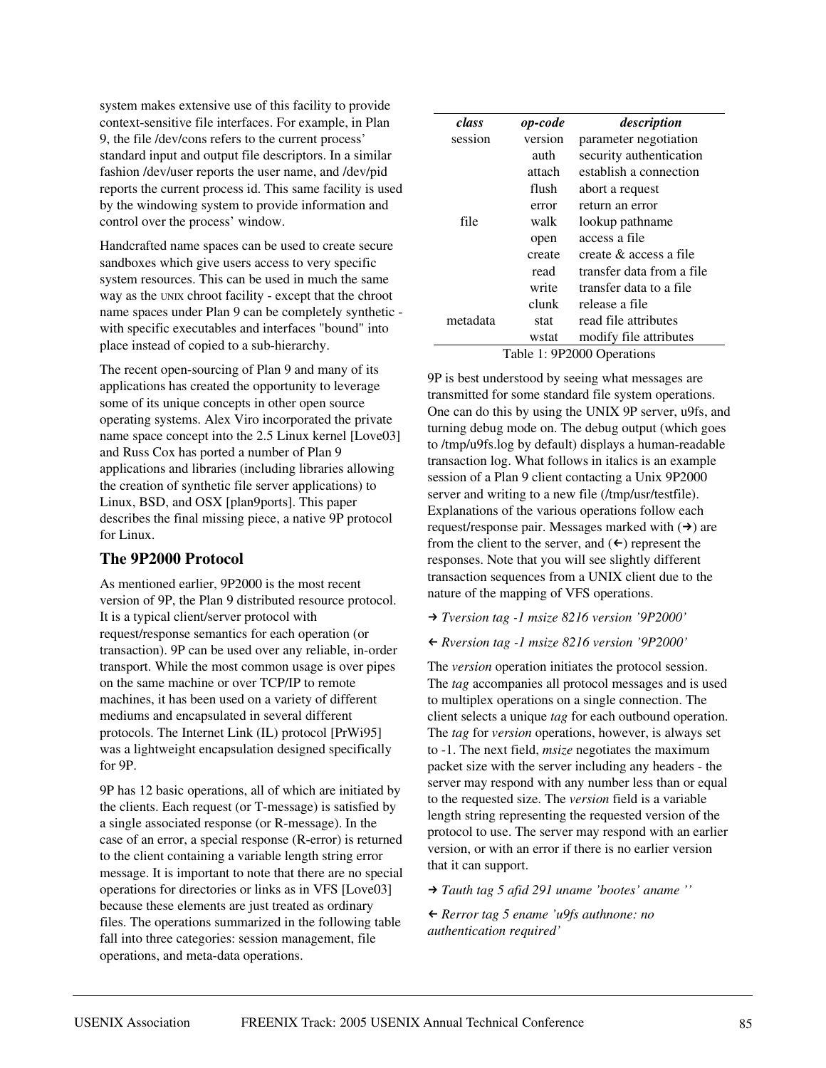system makes extensive use of this facility to provide context-sensitive file interfaces. For example, in Plan 9, the file /dev/cons refers to the current process' standard input and output file descriptors. In a similar fashion /dev/user reports the user name, and /dev/pid reports the current process id. This same facility is used by the windowing system to provide information and control over the process' window.

Handcrafted name spaces can be used to create secure sandboxes which give users access to very specific system resources. This can be used in much the same way as the UNIX chroot facility - except that the chroot name spaces under Plan 9 can be completely synthetic - with specific executables and interfaces "bound" into place instead of copied to a sub-hierarchy.

The recent open-sourcing of Plan 9 and many of its applications has created the opportunity to leverage some of its unique concepts in other open source operating systems. Alex Viro incorporated the private name space concept into the 2.5 Linux kernel [Love03] and Russ Cox has ported a number of Plan 9 applications and libraries (including libraries allowing the creation of synthetic file server applications) to Linux, BSD, and OSX [plan9ports]. This paper describes the final missing piece, a native 9P protocol for Linux.

## The 9P2000 Protocol

As mentioned earlier, 9P2000 is the most recent version of 9P, the Plan 9 distributed resource protocol. It is a typical client/server protocol with request/response semantics for each operation (or transaction). 9P can be used over any reliable, in-order transport. While the most common usage is over pipes on the same machine or over TCP/IP to remote machines, it has been used on a variety of different mediums and encapsulated in several different protocols. The Internet Link (IL) protocol [PrWi95] was a lightweight encapsulation designed specifically for 9P.

9P has 12 basic operations, all of which are initiated by the clients. Each request (or T-message) is satisfied by a single associated response (or R-message). In the case of an error, a special response (R-error) is returned to the client containing a variable length string error message. It is important to note that there are no special operations for directories or links as in VFS [Love03] because these elements are just treated as ordinary files. The operations summarized in the following table fall into three categories: session management, file operations, and meta-data operations.

| *class* | *op-code* | *description* |
|---|---|---|
| session | version | parameter negotiation |
| | auth | security authentication |
| | attach | establish a connection |
| | flush | abort a request |
| | error | return an error |
| file | walk | lookup pathname |
| | open | access a file |
| | create | create & access a file |
| | read | transfer data from a file |
| | write | transfer data to a file |
| | clunk | release a file |
| metadata | stat | read file attributes |
| | wstat | modify file attributes |

Table 1: 9P2000 Operations

9P is best understood by seeing what messages are transmitted for some standard file system operations. One can do this by using the UNIX 9P server, u9fs, and turning debug mode on. The debug output (which goes to /tmp/u9fs.log by default) displays a human-readable transaction log. What follows in italics is an example session of a Plan 9 client contacting a Unix 9P2000 server and writing to a new file (/tmp/usr/testfile). Explanations of the various operations follow each request/response pair. Messages marked with (➔) are from the client to the server, and (🡐) represent the responses. Note that you will see slightly different transaction sequences from a UNIX client due to the nature of the mapping of VFS operations.

➔ *Tversion tag -1 msize 8216 version '9P2000'*

🡐 *Rversion tag -1 msize 8216 version '9P2000'*

The *version* operation initiates the protocol session. The *tag* accompanies all protocol messages and is used to multiplex operations on a single connection. The client selects a unique *tag* for each outbound operation. The *tag* for *version* operations, however, is always set to -1. The next field, *msize* negotiates the maximum packet size with the server including any headers - the server may respond with any number less than or equal to the requested size. The *version* field is a variable length string representing the requested version of the protocol to use. The server may respond with an earlier version, or with an error if there is no earlier version that it can support.

➔ *Tauth tag 5 afid 291 uname 'bootes' aname ''*

🡐 *Rerror tag 5 ename 'u9fs authnone: no authentication required'*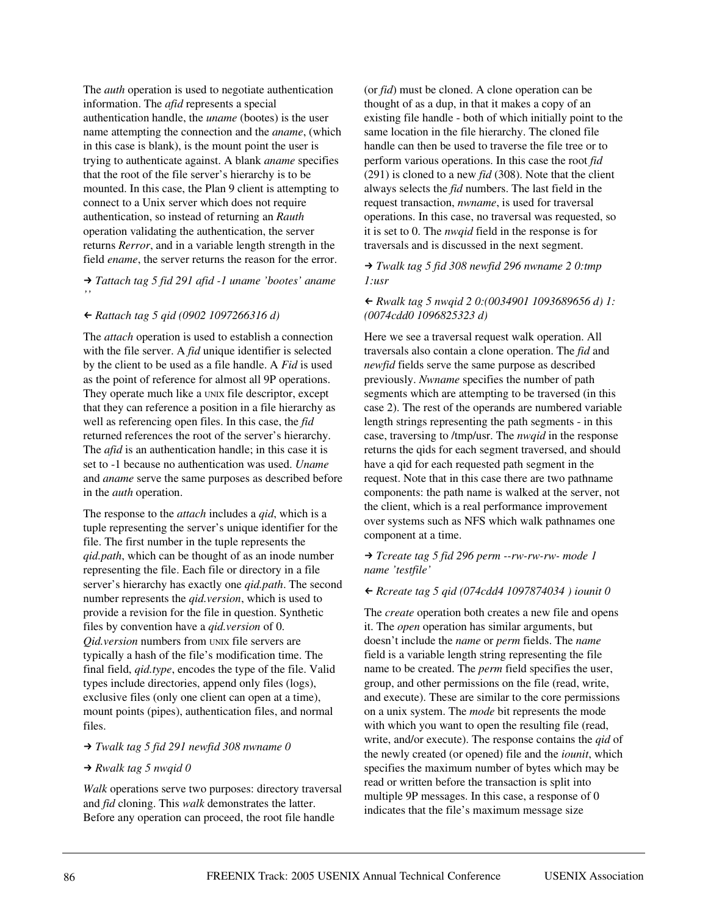The *auth* operation is used to negotiate authentication information. The *afid* represents a special authentication handle, the *uname* (bootes) is the user name attempting the connection and the *aname*, (which in this case is blank), is the mount point the user is trying to authenticate against. A blank *aname* specifies that the root of the file server's hierarchy is to be mounted. In this case, the Plan 9 client is attempting to connect to a Unix server which does not require authentication, so instead of returning an *Rauth* operation validating the authentication, the server returns *Rerror*, and in a variable length strength in the field *ename*, the server returns the reason for the error.

→ *Tattach tag 5 fid 291 afid -1 uname 'bootes' aname ''*

← *Rattach tag 5 qid (0902 1097266316 d)*

The *attach* operation is used to establish a connection with the file server. A *fid* unique identifier is selected by the client to be used as a file handle. A *Fid* is used as the point of reference for almost all 9P operations. They operate much like a UNIX file descriptor, except that they can reference a position in a file hierarchy as well as referencing open files. In this case, the *fid* returned references the root of the server's hierarchy. The *afid* is an authentication handle; in this case it is set to -1 because no authentication was used. *Uname* and *aname* serve the same purposes as described before in the *auth* operation.

The response to the *attach* includes a *qid*, which is a tuple representing the server's unique identifier for the file. The first number in the tuple represents the *qid.path*, which can be thought of as an inode number representing the file. Each file or directory in a file server's hierarchy has exactly one *qid.path*. The second number represents the *qid.version*, which is used to provide a revision for the file in question. Synthetic files by convention have a *qid.version* of 0. *Qid.version* numbers from UNIX file servers are typically a hash of the file's modification time. The final field, *qid.type*, encodes the type of the file. Valid types include directories, append only files (logs), exclusive files (only one client can open at a time), mount points (pipes), authentication files, and normal files.

→ *Twalk tag 5 fid 291 newfid 308 nwname 0*

→ *Rwalk tag 5 nwqid 0*

*Walk* operations serve two purposes: directory traversal and *fid* cloning. This *walk* demonstrates the latter. Before any operation can proceed, the root file handle (or *fid*) must be cloned. A clone operation can be thought of as a dup, in that it makes a copy of an existing file handle - both of which initially point to the same location in the file hierarchy. The cloned file handle can then be used to traverse the file tree or to perform various operations. In this case the root *fid* (291) is cloned to a new *fid* (308). Note that the client always selects the *fid* numbers. The last field in the request transaction, *nwname*, is used for traversal operations. In this case, no traversal was requested, so it is set to 0. The *nwqid* field in the response is for traversals and is discussed in the next segment.

→ *Twalk tag 5 fid 308 newfid 296 nwname 2 0:tmp 1:usr*

← *Rwalk tag 5 nwqid 2 0:(0034901 1093689656 d) 1: (0074cdd0 1096825323 d)*

Here we see a traversal request walk operation. All traversals also contain a clone operation. The *fid* and *newfid* fields serve the same purpose as described previously. *Nwname* specifies the number of path segments which are attempting to be traversed (in this case 2). The rest of the operands are numbered variable length strings representing the path segments - in this case, traversing to /tmp/usr. The *nwqid* in the response returns the qids for each segment traversed, and should have a qid for each requested path segment in the request. Note that in this case there are two pathname components: the path name is walked at the server, not the client, which is a real performance improvement over systems such as NFS which walk pathnames one component at a time.

→ *Tcreate tag 5 fid 296 perm --rw-rw-rw- mode 1 name 'testfile'*

← *Rcreate tag 5 qid (074cdd4 1097874034 ) iounit 0*

The *create* operation both creates a new file and opens it. The *open* operation has similar arguments, but doesn't include the *name* or *perm* fields. The *name* field is a variable length string representing the file name to be created. The *perm* field specifies the user, group, and other permissions on the file (read, write, and execute). These are similar to the core permissions on a unix system. The *mode* bit represents the mode with which you want to open the resulting file (read, write, and/or execute). The response contains the *qid* of the newly created (or opened) file and the *iounit*, which specifies the maximum number of bytes which may be read or written before the transaction is split into multiple 9P messages. In this case, a response of 0 indicates that the file's maximum message size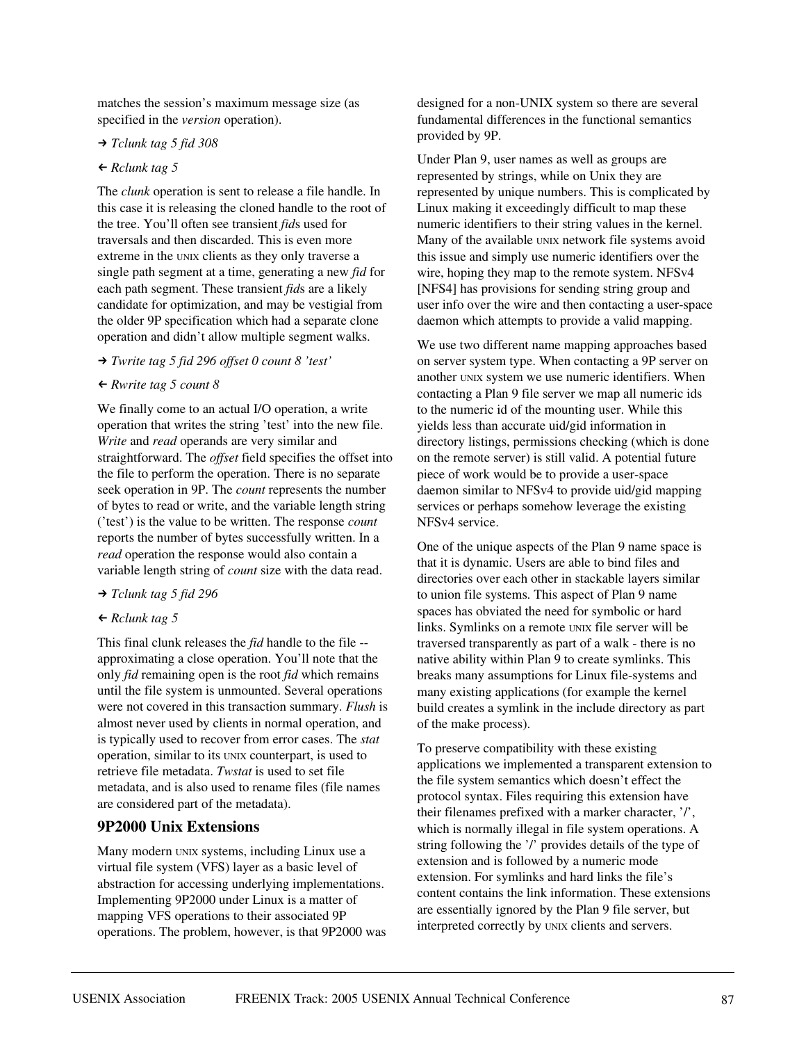matches the session's maximum message size (as specified in the *version* operation).

→ *Tclunk tag 5 fid 308*

← *Rclunk tag 5*

The *clunk* operation is sent to release a file handle. In this case it is releasing the cloned handle to the root of the tree. You'll often see transient *fid*s used for traversals and then discarded. This is even more extreme in the UNIX clients as they only traverse a single path segment at a time, generating a new *fid* for each path segment. These transient *fid*s are a likely candidate for optimization, and may be vestigial from the older 9P specification which had a separate clone operation and didn't allow multiple segment walks.

→ *Twrite tag 5 fid 296 offset 0 count 8 'test'*

← *Rwrite tag 5 count 8*

We finally come to an actual I/O operation, a write operation that writes the string 'test' into the new file. *Write* and *read* operands are very similar and straightforward. The *offset* field specifies the offset into the file to perform the operation. There is no separate seek operation in 9P. The *count* represents the number of bytes to read or write, and the variable length string ('test') is the value to be written. The response *count* reports the number of bytes successfully written. In a *read* operation the response would also contain a variable length string of *count* size with the data read.

→ *Tclunk tag 5 fid 296*

← *Rclunk tag 5*

This final clunk releases the *fid* handle to the file -- approximating a close operation. You'll note that the only *fid* remaining open is the root *fid* which remains until the file system is unmounted. Several operations were not covered in this transaction summary. *Flush* is almost never used by clients in normal operation, and is typically used to recover from error cases. The *stat* operation, similar to its UNIX counterpart, is used to retrieve file metadata. *Twstat* is used to set file metadata, and is also used to rename files (file names are considered part of the metadata).

## 9P2000 Unix Extensions

Many modern UNIX systems, including Linux use a virtual file system (VFS) layer as a basic level of abstraction for accessing underlying implementations. Implementing 9P2000 under Linux is a matter of mapping VFS operations to their associated 9P operations. The problem, however, is that 9P2000 was designed for a non-UNIX system so there are several fundamental differences in the functional semantics provided by 9P.

Under Plan 9, user names as well as groups are represented by strings, while on Unix they are represented by unique numbers. This is complicated by Linux making it exceedingly difficult to map these numeric identifiers to their string values in the kernel. Many of the available UNIX network file systems avoid this issue and simply use numeric identifiers over the wire, hoping they map to the remote system. NFSv4 [NFS4] has provisions for sending string group and user info over the wire and then contacting a user-space daemon which attempts to provide a valid mapping.

We use two different name mapping approaches based on server system type. When contacting a 9P server on another UNIX system we use numeric identifiers. When contacting a Plan 9 file server we map all numeric ids to the numeric id of the mounting user. While this yields less than accurate uid/gid information in directory listings, permissions checking (which is done on the remote server) is still valid. A potential future piece of work would be to provide a user-space daemon similar to NFSv4 to provide uid/gid mapping services or perhaps somehow leverage the existing NFSv4 service.

One of the unique aspects of the Plan 9 name space is that it is dynamic. Users are able to bind files and directories over each other in stackable layers similar to union file systems. This aspect of Plan 9 name spaces has obviated the need for symbolic or hard links. Symlinks on a remote UNIX file server will be traversed transparently as part of a walk - there is no native ability within Plan 9 to create symlinks. This breaks many assumptions for Linux file-systems and many existing applications (for example the kernel build creates a symlink in the include directory as part of the make process).

To preserve compatibility with these existing applications we implemented a transparent extension to the file system semantics which doesn't effect the protocol syntax. Files requiring this extension have their filenames prefixed with a marker character, '/', which is normally illegal in file system operations. A string following the '/' provides details of the type of extension and is followed by a numeric mode extension. For symlinks and hard links the file's content contains the link information. These extensions are essentially ignored by the Plan 9 file server, but interpreted correctly by UNIX clients and servers.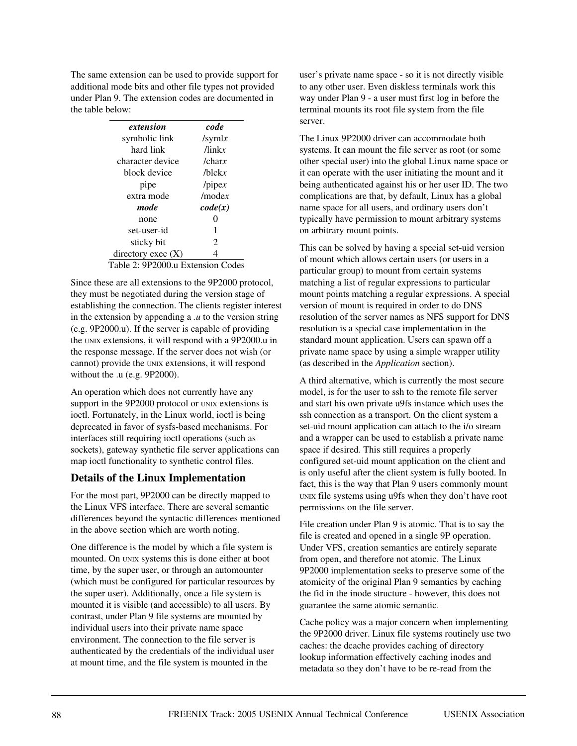The same extension can be used to provide support for additional mode bits and other file types not provided under Plan 9. The extension codes are documented in the table below:

| ***extension*** | ***code*** |
|---|---|
| symbolic link | /syml*x* |
| hard link | /link*x* |
| character device | /char*x* |
| block device | /blck*x* |
| pipe | /pipe*x* |
| extra mode | /mode*x* |
| ***mode*** | ***code(x)*** |
| none | 0 |
| set-user-id | 1 |
| sticky bit | 2 |
| directory exec (X) | 4 |

Table 2: 9P2000.u Extension Codes

Since these are all extensions to the 9P2000 protocol, they must be negotiated during the version stage of establishing the connection. The clients register interest in the extension by appending a *.u* to the version string (e.g. 9P2000.u). If the server is capable of providing the UNIX extensions, it will respond with a 9P2000.u in the response message. If the server does not wish (or cannot) provide the UNIX extensions, it will respond without the .u (e.g. 9P2000).

An operation which does not currently have any support in the 9P2000 protocol or UNIX extensions is ioctl. Fortunately, in the Linux world, ioctl is being deprecated in favor of sysfs-based mechanisms. For interfaces still requiring ioctl operations (such as sockets), gateway synthetic file server applications can map ioctl functionality to synthetic control files.

## Details of the Linux Implementation

For the most part, 9P2000 can be directly mapped to the Linux VFS interface. There are several semantic differences beyond the syntactic differences mentioned in the above section which are worth noting.

One difference is the model by which a file system is mounted. On UNIX systems this is done either at boot time, by the super user, or through an automounter (which must be configured for particular resources by the super user). Additionally, once a file system is mounted it is visible (and accessible) to all users. By contrast, under Plan 9 file systems are mounted by individual users into their private name space environment. The connection to the file server is authenticated by the credentials of the individual user at mount time, and the file system is mounted in the user's private name space - so it is not directly visible to any other user. Even diskless terminals work this way under Plan 9 - a user must first log in before the terminal mounts its root file system from the file server.

The Linux 9P2000 driver can accommodate both systems. It can mount the file server as root (or some other special user) into the global Linux name space or it can operate with the user initiating the mount and it being authenticated against his or her user ID. The two complications are that, by default, Linux has a global name space for all users, and ordinary users don't typically have permission to mount arbitrary systems on arbitrary mount points.

This can be solved by having a special set-uid version of mount which allows certain users (or users in a particular group) to mount from certain systems matching a list of regular expressions to particular mount points matching a regular expressions. A special version of mount is required in order to do DNS resolution of the server names as NFS support for DNS resolution is a special case implementation in the standard mount application. Users can spawn off a private name space by using a simple wrapper utility (as described in the *Application* section).

A third alternative, which is currently the most secure model, is for the user to ssh to the remote file server and start his own private u9fs instance which uses the ssh connection as a transport. On the client system a set-uid mount application can attach to the i/o stream and a wrapper can be used to establish a private name space if desired. This still requires a properly configured set-uid mount application on the client and is only useful after the client system is fully booted. In fact, this is the way that Plan 9 users commonly mount UNIX file systems using u9fs when they don't have root permissions on the file server.

File creation under Plan 9 is atomic. That is to say the file is created and opened in a single 9P operation. Under VFS, creation semantics are entirely separate from open, and therefore not atomic. The Linux 9P2000 implementation seeks to preserve some of the atomicity of the original Plan 9 semantics by caching the fid in the inode structure - however, this does not guarantee the same atomic semantic.

Cache policy was a major concern when implementing the 9P2000 driver. Linux file systems routinely use two caches: the dcache provides caching of directory lookup information effectively caching inodes and metadata so they don't have to be re-read from the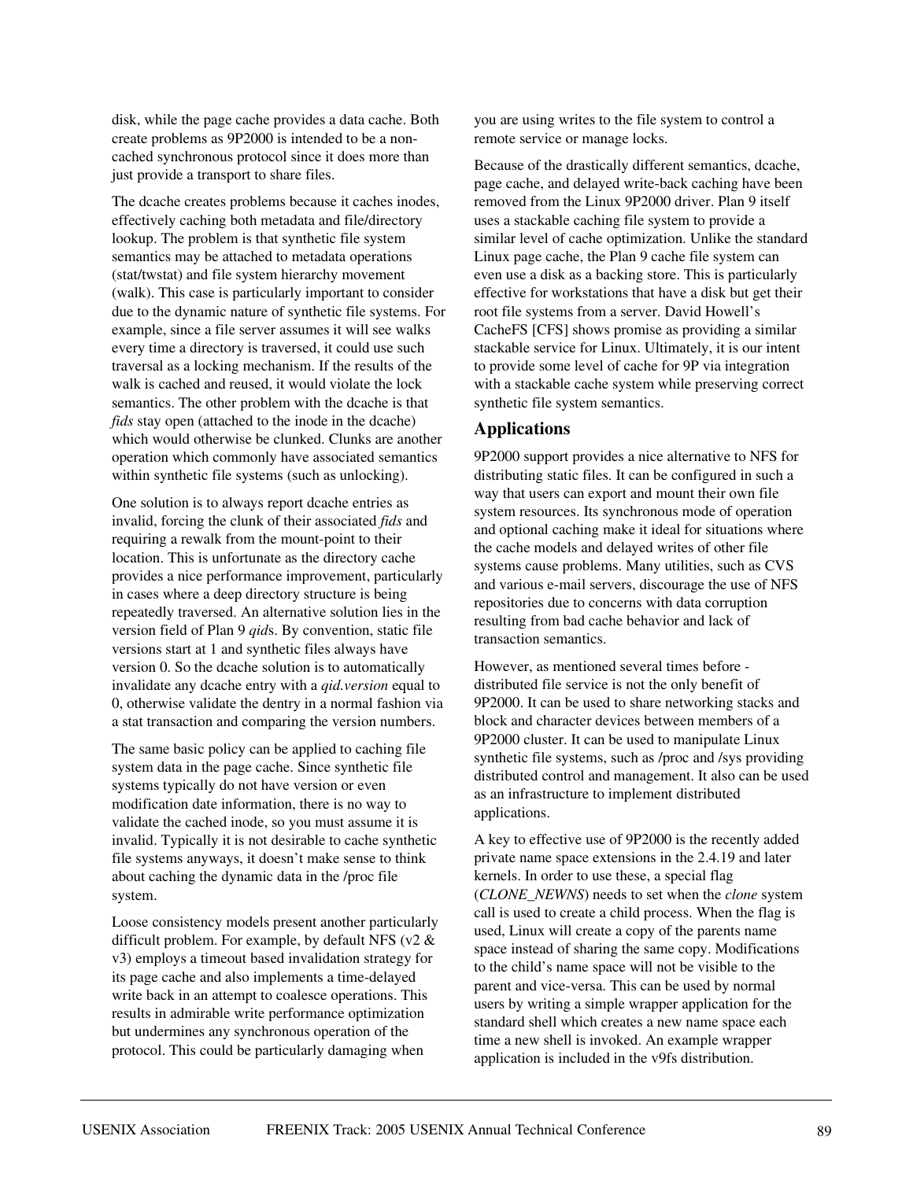disk, while the page cache provides a data cache. Both create problems as 9P2000 is intended to be a non-cached synchronous protocol since it does more than just provide a transport to share files.

The dcache creates problems because it caches inodes, effectively caching both metadata and file/directory lookup. The problem is that synthetic file system semantics may be attached to metadata operations (stat/twstat) and file system hierarchy movement (walk). This case is particularly important to consider due to the dynamic nature of synthetic file systems. For example, since a file server assumes it will see walks every time a directory is traversed, it could use such traversal as a locking mechanism. If the results of the walk is cached and reused, it would violate the lock semantics. The other problem with the dcache is that *fids* stay open (attached to the inode in the dcache) which would otherwise be clunked. Clunks are another operation which commonly have associated semantics within synthetic file systems (such as unlocking).

One solution is to always report dcache entries as invalid, forcing the clunk of their associated *fids* and requiring a rewalk from the mount-point to their location. This is unfortunate as the directory cache provides a nice performance improvement, particularly in cases where a deep directory structure is being repeatedly traversed. An alternative solution lies in the version field of Plan 9 *qid*s. By convention, static file versions start at 1 and synthetic files always have version 0. So the dcache solution is to automatically invalidate any dcache entry with a *qid.version* equal to 0, otherwise validate the dentry in a normal fashion via a stat transaction and comparing the version numbers.

The same basic policy can be applied to caching file system data in the page cache. Since synthetic file systems typically do not have version or even modification date information, there is no way to validate the cached inode, so you must assume it is invalid. Typically it is not desirable to cache synthetic file systems anyways, it doesn't make sense to think about caching the dynamic data in the /proc file system.

Loose consistency models present another particularly difficult problem. For example, by default NFS (v2 & v3) employs a timeout based invalidation strategy for its page cache and also implements a time-delayed write back in an attempt to coalesce operations. This results in admirable write performance optimization but undermines any synchronous operation of the protocol. This could be particularly damaging when you are using writes to the file system to control a remote service or manage locks.

Because of the drastically different semantics, dcache, page cache, and delayed write-back caching have been removed from the Linux 9P2000 driver. Plan 9 itself uses a stackable caching file system to provide a similar level of cache optimization. Unlike the standard Linux page cache, the Plan 9 cache file system can even use a disk as a backing store. This is particularly effective for workstations that have a disk but get their root file systems from a server. David Howell's CacheFS [CFS] shows promise as providing a similar stackable service for Linux. Ultimately, it is our intent to provide some level of cache for 9P via integration with a stackable cache system while preserving correct synthetic file system semantics.

## Applications

9P2000 support provides a nice alternative to NFS for distributing static files. It can be configured in such a way that users can export and mount their own file system resources. Its synchronous mode of operation and optional caching make it ideal for situations where the cache models and delayed writes of other file systems cause problems. Many utilities, such as CVS and various e-mail servers, discourage the use of NFS repositories due to concerns with data corruption resulting from bad cache behavior and lack of transaction semantics.

However, as mentioned several times before - distributed file service is not the only benefit of 9P2000. It can be used to share networking stacks and block and character devices between members of a 9P2000 cluster. It can be used to manipulate Linux synthetic file systems, such as /proc and /sys providing distributed control and management. It also can be used as an infrastructure to implement distributed applications.

A key to effective use of 9P2000 is the recently added private name space extensions in the 2.4.19 and later kernels. In order to use these, a special flag (*CLONE_NEWNS*) needs to set when the *clone* system call is used to create a child process. When the flag is used, Linux will create a copy of the parents name space instead of sharing the same copy. Modifications to the child's name space will not be visible to the parent and vice-versa. This can be used by normal users by writing a simple wrapper application for the standard shell which creates a new name space each time a new shell is invoked. An example wrapper application is included in the v9fs distribution.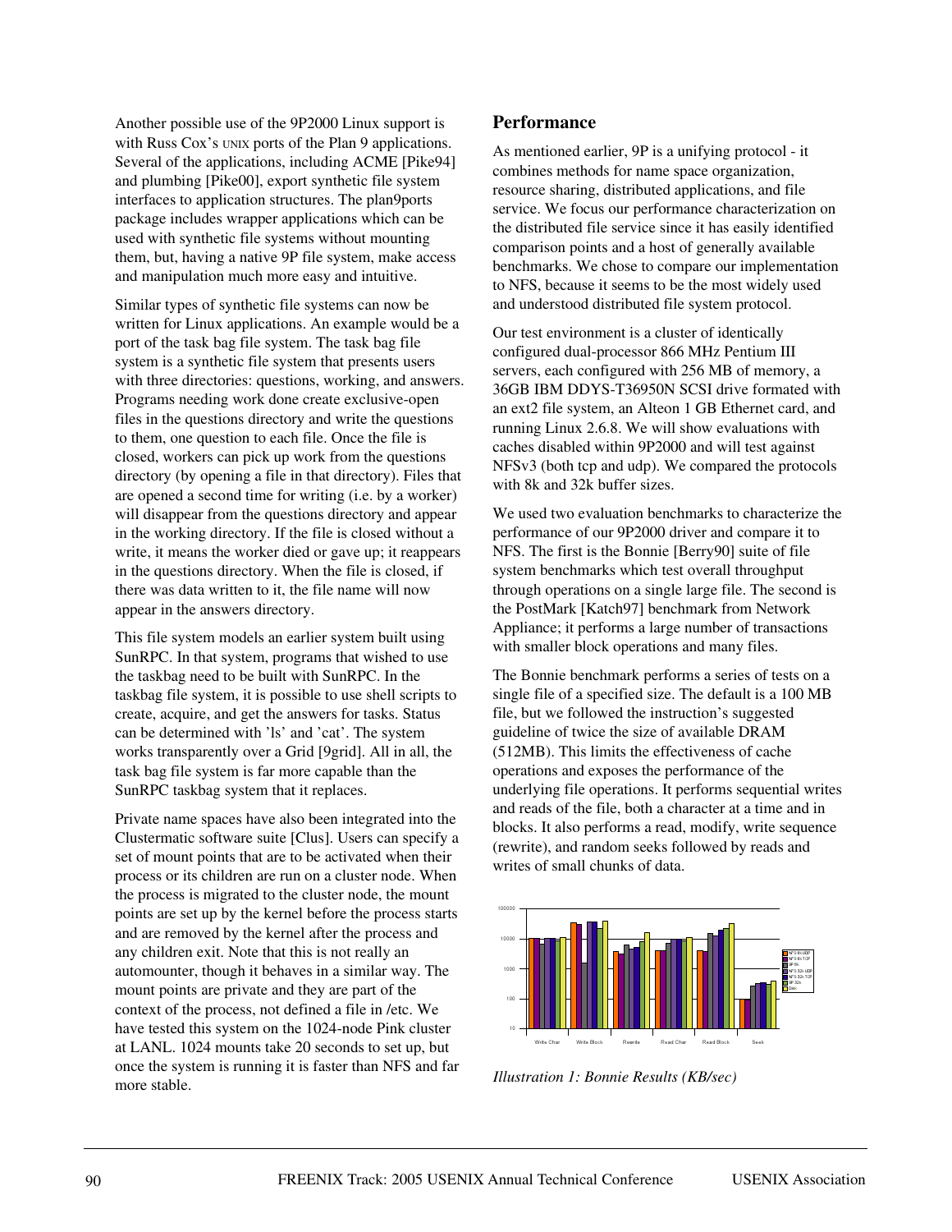Another possible use of the 9P2000 Linux support is with Russ Cox's UNIX ports of the Plan 9 applications. Several of the applications, including ACME [Pike94] and plumbing [Pike00], export synthetic file system interfaces to application structures. The plan9ports package includes wrapper applications which can be used with synthetic file systems without mounting them, but, having a native 9P file system, make access and manipulation much more easy and intuitive.

Similar types of synthetic file systems can now be written for Linux applications. An example would be a port of the task bag file system. The task bag file system is a synthetic file system that presents users with three directories: questions, working, and answers. Programs needing work done create exclusive-open files in the questions directory and write the questions to them, one question to each file. Once the file is closed, workers can pick up work from the questions directory (by opening a file in that directory). Files that are opened a second time for writing (i.e. by a worker) will disappear from the questions directory and appear in the working directory. If the file is closed without a write, it means the worker died or gave up; it reappears in the questions directory. When the file is closed, if there was data written to it, the file name will now appear in the answers directory.

This file system models an earlier system built using SunRPC. In that system, programs that wished to use the taskbag need to be built with SunRPC. In the taskbag file system, it is possible to use shell scripts to create, acquire, and get the answers for tasks. Status can be determined with 'ls' and 'cat'. The system works transparently over a Grid [9grid]. All in all, the task bag file system is far more capable than the SunRPC taskbag system that it replaces.

Private name spaces have also been integrated into the Clustermatic software suite [Clus]. Users can specify a set of mount points that are to be activated when their process or its children are run on a cluster node. When the process is migrated to the cluster node, the mount points are set up by the kernel before the process starts and are removed by the kernel after the process and any children exit. Note that this is not really an automounter, though it behaves in a similar way. The mount points are private and they are part of the context of the process, not defined a file in /etc. We have tested this system on the 1024-node Pink cluster at LANL. 1024 mounts take 20 seconds to set up, but once the system is running it is faster than NFS and far more stable.

## Performance

As mentioned earlier, 9P is a unifying protocol - it combines methods for name space organization, resource sharing, distributed applications, and file service. We focus our performance characterization on the distributed file service since it has easily identified comparison points and a host of generally available benchmarks. We chose to compare our implementation to NFS, because it seems to be the most widely used and understood distributed file system protocol.

Our test environment is a cluster of identically configured dual-processor 866 MHz Pentium III servers, each configured with 256 MB of memory, a 36GB IBM DDYS-T36950N SCSI drive formated with an ext2 file system, an Alteon 1 GB Ethernet card, and running Linux 2.6.8. We will show evaluations with caches disabled within 9P2000 and will test against NFSv3 (both tcp and udp). We compared the protocols with 8k and 32k buffer sizes.

We used two evaluation benchmarks to characterize the performance of our 9P2000 driver and compare it to NFS. The first is the Bonnie [Berry90] suite of file system benchmarks which test overall throughput through operations on a single large file. The second is the PostMark [Katch97] benchmark from Network Appliance; it performs a large number of transactions with smaller block operations and many files.

The Bonnie benchmark performs a series of tests on a single file of a specified size. The default is a 100 MB file, but we followed the instruction's suggested guideline of twice the size of available DRAM (512MB). This limits the effectiveness of cache operations and exposes the performance of the underlying file operations. It performs sequential writes and reads of the file, both a character at a time and in blocks. It also performs a read, modify, write sequence (rewrite), and random seeks followed by reads and writes of small chunks of data.

*Illustration 1: Bonnie Results (KB/sec)*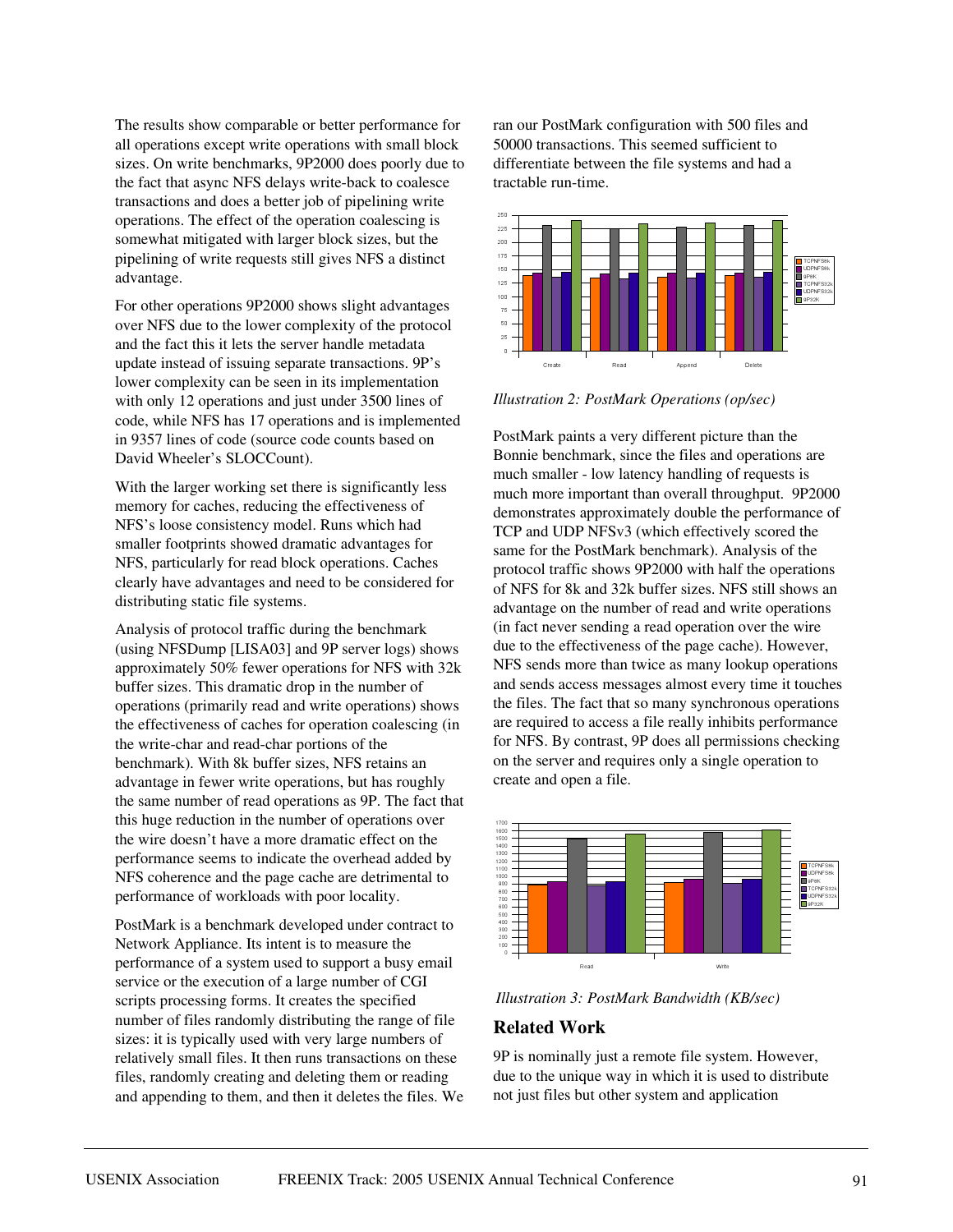The results show comparable or better performance for all operations except write operations with small block sizes. On write benchmarks, 9P2000 does poorly due to the fact that async NFS delays write-back to coalesce transactions and does a better job of pipelining write operations. The effect of the operation coalescing is somewhat mitigated with larger block sizes, but the pipelining of write requests still gives NFS a distinct advantage.

For other operations 9P2000 shows slight advantages over NFS due to the lower complexity of the protocol and the fact this it lets the server handle metadata update instead of issuing separate transactions. 9P's lower complexity can be seen in its implementation with only 12 operations and just under 3500 lines of code, while NFS has 17 operations and is implemented in 9357 lines of code (source code counts based on David Wheeler's SLOCCount).

With the larger working set there is significantly less memory for caches, reducing the effectiveness of NFS's loose consistency model. Runs which had smaller footprints showed dramatic advantages for NFS, particularly for read block operations. Caches clearly have advantages and need to be considered for distributing static file systems.

Analysis of protocol traffic during the benchmark (using NFSDump [LISA03] and 9P server logs) shows approximately 50% fewer operations for NFS with 32k buffer sizes. This dramatic drop in the number of operations (primarily read and write operations) shows the effectiveness of caches for operation coalescing (in the write-char and read-char portions of the benchmark). With 8k buffer sizes, NFS retains an advantage in fewer write operations, but has roughly the same number of read operations as 9P. The fact that this huge reduction in the number of operations over the wire doesn't have a more dramatic effect on the performance seems to indicate the overhead added by NFS coherence and the page cache are detrimental to performance of workloads with poor locality.

PostMark is a benchmark developed under contract to Network Appliance. Its intent is to measure the performance of a system used to support a busy email service or the execution of a large number of CGI scripts processing forms. It creates the specified number of files randomly distributing the range of file sizes: it is typically used with very large numbers of relatively small files. It then runs transactions on these files, randomly creating and deleting them or reading and appending to them, and then it deletes the files. We ran our PostMark configuration with 500 files and 50000 transactions. This seemed sufficient to differentiate between the file systems and had a tractable run-time.

*Illustration 2: PostMark Operations (op/sec)*

PostMark paints a very different picture than the Bonnie benchmark, since the files and operations are much smaller - low latency handling of requests is much more important than overall throughput. 9P2000 demonstrates approximately double the performance of TCP and UDP NFSv3 (which effectively scored the same for the PostMark benchmark). Analysis of the protocol traffic shows 9P2000 with half the operations of NFS for 8k and 32k buffer sizes. NFS still shows an advantage on the number of read and write operations (in fact never sending a read operation over the wire due to the effectiveness of the page cache). However, NFS sends more than twice as many lookup operations and sends access messages almost every time it touches the files. The fact that so many synchronous operations are required to access a file really inhibits performance for NFS. By contrast, 9P does all permissions checking on the server and requires only a single operation to create and open a file.

*Illustration 3: PostMark Bandwidth (KB/sec)*

## Related Work

9P is nominally just a remote file system. However, due to the unique way in which it is used to distribute not just files but other system and application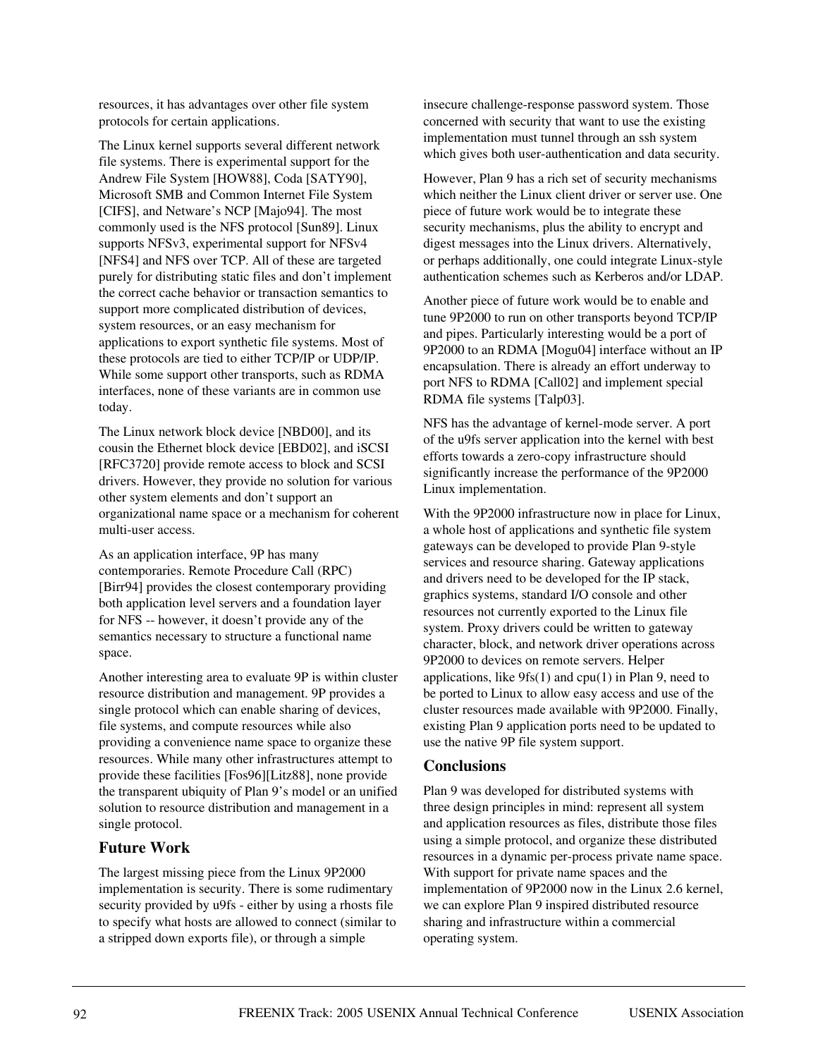resources, it has advantages over other file system protocols for certain applications.

The Linux kernel supports several different network file systems. There is experimental support for the Andrew File System [HOW88], Coda [SATY90], Microsoft SMB and Common Internet File System [CIFS], and Netware's NCP [Majo94]. The most commonly used is the NFS protocol [Sun89]. Linux supports NFSv3, experimental support for NFSv4 [NFS4] and NFS over TCP. All of these are targeted purely for distributing static files and don't implement the correct cache behavior or transaction semantics to support more complicated distribution of devices, system resources, or an easy mechanism for applications to export synthetic file systems. Most of these protocols are tied to either TCP/IP or UDP/IP. While some support other transports, such as RDMA interfaces, none of these variants are in common use today.

The Linux network block device [NBD00], and its cousin the Ethernet block device [EBD02], and iSCSI [RFC3720] provide remote access to block and SCSI drivers. However, they provide no solution for various other system elements and don't support an organizational name space or a mechanism for coherent multi-user access.

As an application interface, 9P has many contemporaries. Remote Procedure Call (RPC) [Birr94] provides the closest contemporary providing both application level servers and a foundation layer for NFS -- however, it doesn't provide any of the semantics necessary to structure a functional name space.

Another interesting area to evaluate 9P is within cluster resource distribution and management. 9P provides a single protocol which can enable sharing of devices, file systems, and compute resources while also providing a convenience name space to organize these resources. While many other infrastructures attempt to provide these facilities [Fos96][Litz88], none provide the transparent ubiquity of Plan 9's model or an unified solution to resource distribution and management in a single protocol.

## Future Work

The largest missing piece from the Linux 9P2000 implementation is security. There is some rudimentary security provided by u9fs - either by using a rhosts file to specify what hosts are allowed to connect (similar to a stripped down exports file), or through a simple insecure challenge-response password system. Those concerned with security that want to use the existing implementation must tunnel through an ssh system which gives both user-authentication and data security.

However, Plan 9 has a rich set of security mechanisms which neither the Linux client driver or server use. One piece of future work would be to integrate these security mechanisms, plus the ability to encrypt and digest messages into the Linux drivers. Alternatively, or perhaps additionally, one could integrate Linux-style authentication schemes such as Kerberos and/or LDAP.

Another piece of future work would be to enable and tune 9P2000 to run on other transports beyond TCP/IP and pipes. Particularly interesting would be a port of 9P2000 to an RDMA [Mogu04] interface without an IP encapsulation. There is already an effort underway to port NFS to RDMA [Call02] and implement special RDMA file systems [Talp03].

NFS has the advantage of kernel-mode server. A port of the u9fs server application into the kernel with best efforts towards a zero-copy infrastructure should significantly increase the performance of the 9P2000 Linux implementation.

With the 9P2000 infrastructure now in place for Linux, a whole host of applications and synthetic file system gateways can be developed to provide Plan 9-style services and resource sharing. Gateway applications and drivers need to be developed for the IP stack, graphics systems, standard I/O console and other resources not currently exported to the Linux file system. Proxy drivers could be written to gateway character, block, and network driver operations across 9P2000 to devices on remote servers. Helper applications, like 9fs(1) and cpu(1) in Plan 9, need to be ported to Linux to allow easy access and use of the cluster resources made available with 9P2000. Finally, existing Plan 9 application ports need to be updated to use the native 9P file system support.

## Conclusions

Plan 9 was developed for distributed systems with three design principles in mind: represent all system and application resources as files, distribute those files using a simple protocol, and organize these distributed resources in a dynamic per-process private name space. With support for private name spaces and the implementation of 9P2000 now in the Linux 2.6 kernel, we can explore Plan 9 inspired distributed resource sharing and infrastructure within a commercial operating system.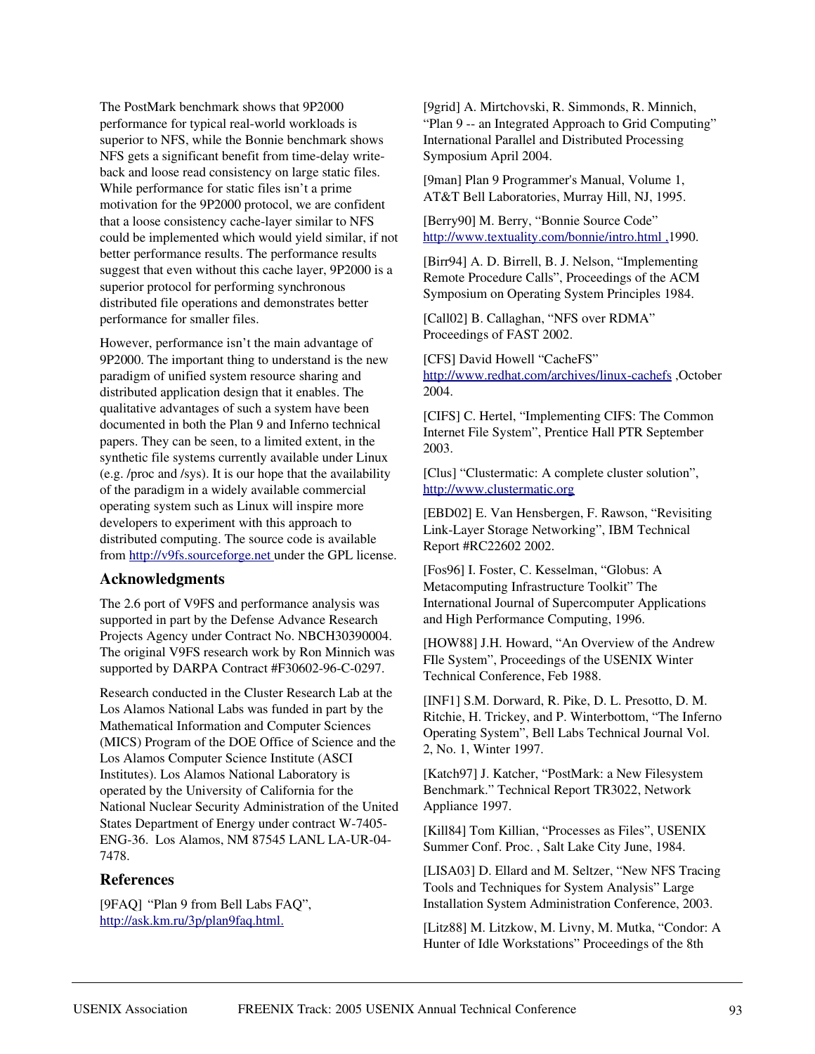The PostMark benchmark shows that 9P2000 performance for typical real-world workloads is superior to NFS, while the Bonnie benchmark shows NFS gets a significant benefit from time-delay write-back and loose read consistency on large static files. While performance for static files isn't a prime motivation for the 9P2000 protocol, we are confident that a loose consistency cache-layer similar to NFS could be implemented which would yield similar, if not better performance results. The performance results suggest that even without this cache layer, 9P2000 is a superior protocol for performing synchronous distributed file operations and demonstrates better performance for smaller files.

However, performance isn't the main advantage of 9P2000. The important thing to understand is the new paradigm of unified system resource sharing and distributed application design that it enables. The qualitative advantages of such a system have been documented in both the Plan 9 and Inferno technical papers. They can be seen, to a limited extent, in the synthetic file systems currently available under Linux (e.g. /proc and /sys). It is our hope that the availability of the paradigm in a widely available commercial operating system such as Linux will inspire more developers to experiment with this approach to distributed computing. The source code is available from http://v9fs.sourceforge.net under the GPL license.

## Acknowledgments

The 2.6 port of V9FS and performance analysis was supported in part by the Defense Advance Research Projects Agency under Contract No. NBCH30390004. The original V9FS research work by Ron Minnich was supported by DARPA Contract #F30602-96-C-0297.

Research conducted in the Cluster Research Lab at the Los Alamos National Labs was funded in part by the Mathematical Information and Computer Sciences (MICS) Program of the DOE Office of Science and the Los Alamos Computer Science Institute (ASCI Institutes). Los Alamos National Laboratory is operated by the University of California for the National Nuclear Security Administration of the United States Department of Energy under contract W-7405-ENG-36. Los Alamos, NM 87545 LANL LA-UR-04-7478.

## References

[9FAQ] "Plan 9 from Bell Labs FAQ", http://ask.km.ru/3p/plan9faq.html.

[9grid] A. Mirtchovski, R. Simmonds, R. Minnich, "Plan 9 -- an Integrated Approach to Grid Computing" International Parallel and Distributed Processing Symposium April 2004.

[9man] Plan 9 Programmer's Manual, Volume 1, AT&T Bell Laboratories, Murray Hill, NJ, 1995.

[Berry90] M. Berry, "Bonnie Source Code" http://www.textuality.com/bonnie/intro.html ,1990.

[Birr94] A. D. Birrell, B. J. Nelson, "Implementing Remote Procedure Calls", Proceedings of the ACM Symposium on Operating System Principles 1984.

[Call02] B. Callaghan, "NFS over RDMA" Proceedings of FAST 2002.

[CFS] David Howell "CacheFS" http://www.redhat.com/archives/linux-cachefs ,October 2004.

[CIFS] C. Hertel, "Implementing CIFS: The Common Internet File System", Prentice Hall PTR September 2003.

[Clus] "Clustermatic: A complete cluster solution", http://www.clustermatic.org

[EBD02] E. Van Hensbergen, F. Rawson, "Revisiting Link-Layer Storage Networking", IBM Technical Report #RC22602 2002.

[Fos96] I. Foster, C. Kesselman, "Globus: A Metacomputing Infrastructure Toolkit" The International Journal of Supercomputer Applications and High Performance Computing, 1996.

[HOW88] J.H. Howard, "An Overview of the Andrew FIle System", Proceedings of the USENIX Winter Technical Conference, Feb 1988.

[INF1] S.M. Dorward, R. Pike, D. L. Presotto, D. M. Ritchie, H. Trickey, and P. Winterbottom, "The Inferno Operating System", Bell Labs Technical Journal Vol. 2, No. 1, Winter 1997.

[Katch97] J. Katcher, "PostMark: a New Filesystem Benchmark." Technical Report TR3022, Network Appliance 1997.

[Kill84] Tom Killian, "Processes as Files", USENIX Summer Conf. Proc. , Salt Lake City June, 1984.

[LISA03] D. Ellard and M. Seltzer, "New NFS Tracing Tools and Techniques for System Analysis" Large Installation System Administration Conference, 2003.

[Litz88] M. Litzkow, M. Livny, M. Mutka, "Condor: A Hunter of Idle Workstations" Proceedings of the 8th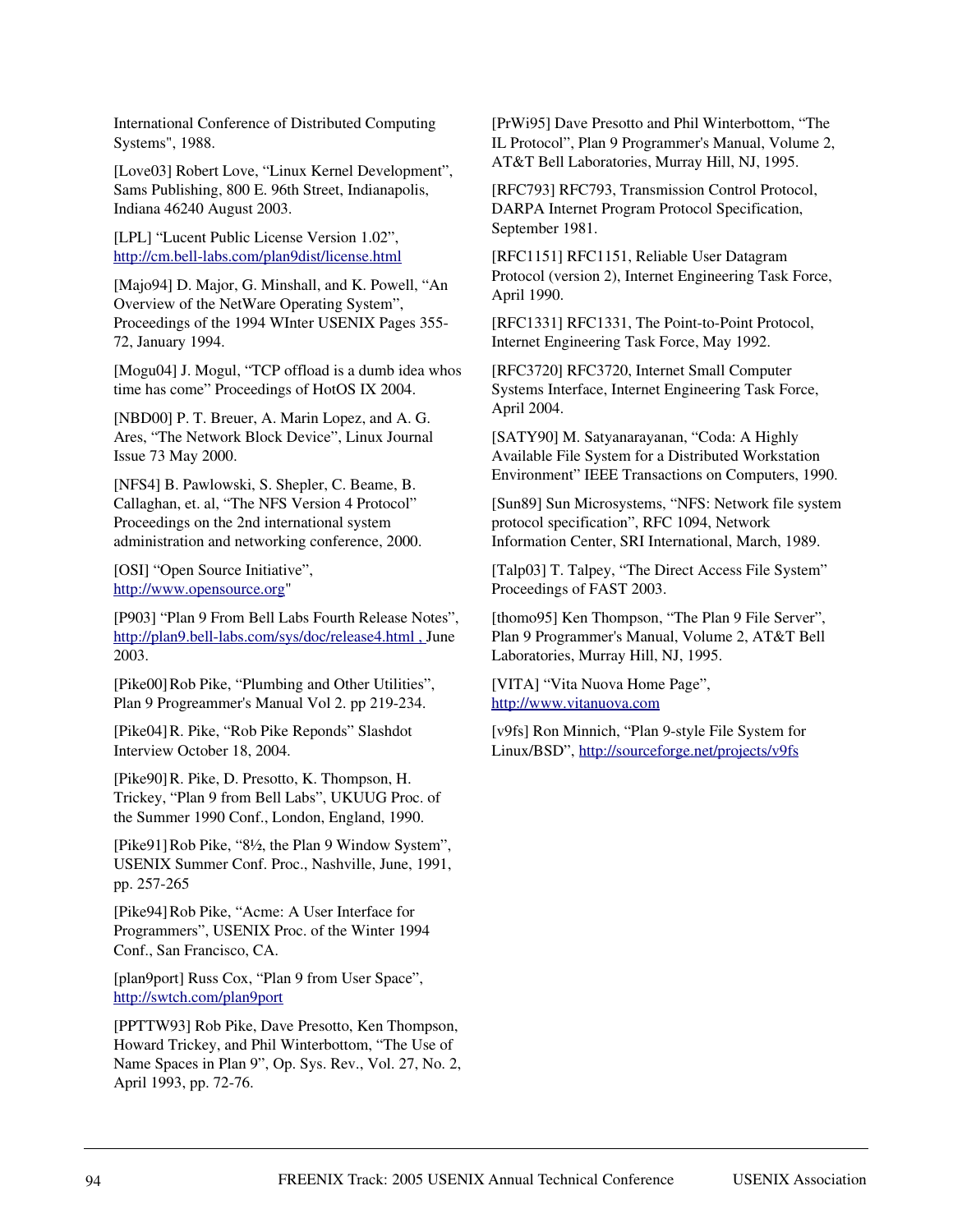International Conference of Distributed Computing Systems", 1988.

[Love03] Robert Love, “Linux Kernel Development”, Sams Publishing, 800 E. 96th Street, Indianapolis, Indiana 46240 August 2003.

[LPL] “Lucent Public License Version 1.02”, http://cm.bell-labs.com/plan9dist/license.html

[Majo94] D. Major, G. Minshall, and K. Powell, “An Overview of the NetWare Operating System”, Proceedings of the 1994 WInter USENIX Pages 355-72, January 1994.

[Mogu04] J. Mogul, “TCP offload is a dumb idea whos time has come” Proceedings of HotOS IX 2004.

[NBD00] P. T. Breuer, A. Marin Lopez, and A. G. Ares, “The Network Block Device”, Linux Journal Issue 73 May 2000.

[NFS4] B. Pawlowski, S. Shepler, C. Beame, B. Callaghan, et. al, “The NFS Version 4 Protocol” Proceedings on the 2nd international system administration and networking conference, 2000.

[OSI] “Open Source Initiative”, http://www.opensource.org"

[P903] “Plan 9 From Bell Labs Fourth Release Notes”, http://plan9.bell-labs.com/sys/doc/release4.html , June 2003.

[Pike00] Rob Pike, “Plumbing and Other Utilities”, Plan 9 Progreammer's Manual Vol 2. pp 219-234.

[Pike04] R. Pike, “Rob Pike Reponds” Slashdot Interview October 18, 2004.

[Pike90] R. Pike, D. Presotto, K. Thompson, H. Trickey, “Plan 9 from Bell Labs”, UKUUG Proc. of the Summer 1990 Conf., London, England, 1990.

[Pike91] Rob Pike, “8½, the Plan 9 Window System”, USENIX Summer Conf. Proc., Nashville, June, 1991, pp. 257-265

[Pike94] Rob Pike, “Acme: A User Interface for Programmers”, USENIX Proc. of the Winter 1994 Conf., San Francisco, CA.

[plan9port] Russ Cox, “Plan 9 from User Space”, http://swtch.com/plan9port

[PPTTW93] Rob Pike, Dave Presotto, Ken Thompson, Howard Trickey, and Phil Winterbottom, “The Use of Name Spaces in Plan 9”, Op. Sys. Rev., Vol. 27, No. 2, April 1993, pp. 72-76.

[PrWi95] Dave Presotto and Phil Winterbottom, “The IL Protocol”, Plan 9 Programmer's Manual, Volume 2, AT&T Bell Laboratories, Murray Hill, NJ, 1995.

[RFC793] RFC793, Transmission Control Protocol, DARPA Internet Program Protocol Specification, September 1981.

[RFC1151] RFC1151, Reliable User Datagram Protocol (version 2), Internet Engineering Task Force, April 1990.

[RFC1331] RFC1331, The Point-to-Point Protocol, Internet Engineering Task Force, May 1992.

[RFC3720] RFC3720, Internet Small Computer Systems Interface, Internet Engineering Task Force, April 2004.

[SATY90] M. Satyanarayanan, “Coda: A Highly Available File System for a Distributed Workstation Environment” IEEE Transactions on Computers, 1990.

[Sun89] Sun Microsystems, “NFS: Network file system protocol specification”, RFC 1094, Network Information Center, SRI International, March, 1989.

[Talp03] T. Talpey, “The Direct Access File System” Proceedings of FAST 2003.

[thomo95] Ken Thompson, “The Plan 9 File Server”, Plan 9 Programmer's Manual, Volume 2, AT&T Bell Laboratories, Murray Hill, NJ, 1995.

[VITA] “Vita Nuova Home Page”, http://www.vitanuova.com

[v9fs] Ron Minnich, “Plan 9-style File System for Linux/BSD”, http://sourceforge.net/projects/v9fs